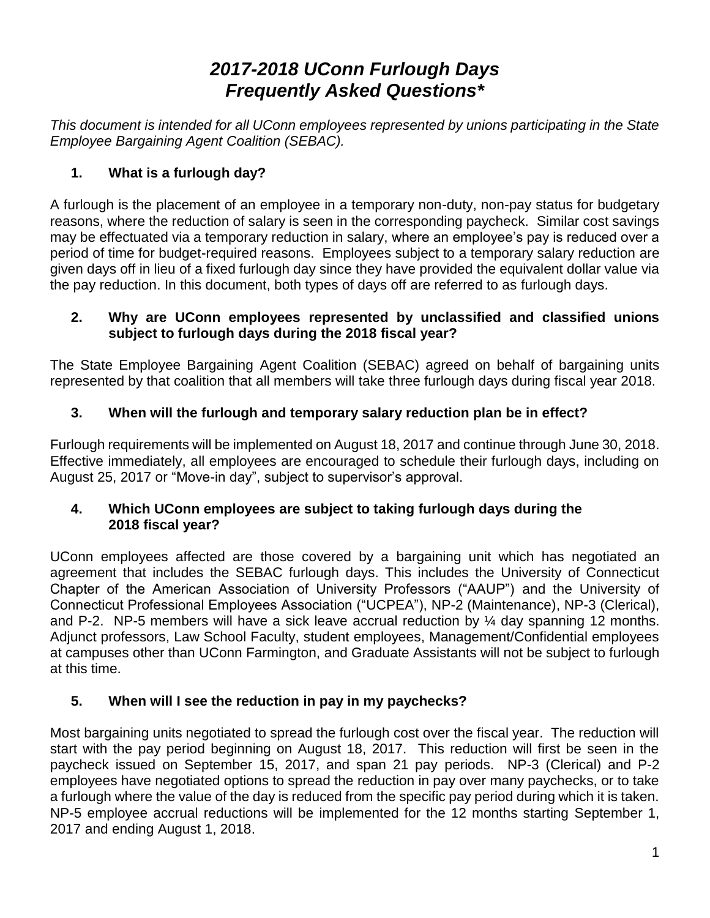# *2017-2018 UConn Furlough Days Frequently Asked Questions**

*This document is intended for all UConn employees represented by unions participating in the State Employee Bargaining Agent Coalition (SEBAC).*

### 1. What is a furlough day?

A furlough is the placement of an employee in a temporary non-duty, non-pay status for budgetary reasons, where the reduction of salary is seen in the corresponding paycheck. Similar cost savings may be effectuated via a temporary reduction in salary, where an employee's pay is reduced over a period of time for budget-required reasons. Employees subject to a temporary salary reduction are given days off in lieu of a fixed furlough day since they have provided the equivalent dollar value via the pay reduction. In this document, both types of days off are referred to as furlough days.

### 2. Why are UConn employees represented by unclassified and classified unions subject to furlough days during the 2018 fiscal year?

The State Employee Bargaining Agent Coalition (SEBAC) agreed on behalf of bargaining units represented by that coalition that all members will take three furlough days during fiscal year 2018.

### 3. When will the furlough and temporary salary reduction plan be in effect?

Furlough requirements will be implemented on August 18, 2017 and continue through June 30, 2018. Effective immediately, all employees are encouraged to schedule their furlough days, including on August 25, 2017 or "Move-in day", subject to supervisor's approval.

### 4. Which UConn employees are subject to taking furlough days during the 2018 fiscal year?

UConn employees affected are those covered by a bargaining unit which has negotiated an agreement that includes the SEBAC furlough days. This includes the University of Connecticut Chapter of the American Association of University Professors ("AAUP") and the University of Connecticut Professional Employees Association ("UCPEA"), NP-2 (Maintenance), NP-3 (Clerical), and P-2. NP-5 members will have a sick leave accrual reduction by ¼ day spanning 12 months. Adjunct professors, Law School Faculty, student employees, Management/Confidential employees at campuses other than UConn Farmington, and Graduate Assistants will not be subject to furlough at this time.

### 5. When will I see the reduction in pay in my paychecks?

Most bargaining units negotiated to spread the furlough cost over the fiscal year. The reduction will start with the pay period beginning on August 18, 2017. This reduction will first be seen in the paycheck issued on September 15, 2017, and span 21 pay periods. NP-3 (Clerical) and P-2 employees have negotiated options to spread the reduction in pay over many paychecks, or to take a furlough where the value of the day is reduced from the specific pay period during which it is taken. NP-5 employee accrual reductions will be implemented for the 12 months starting September 1, 2017 and ending August 1, 2018.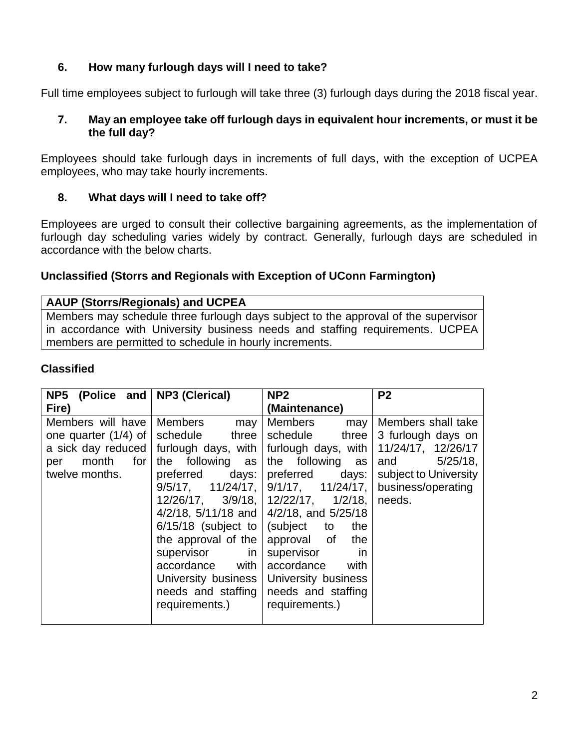### 6. How many furlough days will I need to take?

Full time employees subject to furlough will take three (3) furlough days during the 2018 fiscal year.

### 7. May an employee take off furlough days in equivalent hour increments, or must it be the full day?

Employees should take furlough days in increments of full days, with the exception of UCPEA employees, who may take hourly increments.

### 8. What days will I need to take off?

Employees are urged to consult their collective bargaining agreements, as the implementation of furlough day scheduling varies widely by contract. Generally, furlough days are scheduled in accordance with the below charts.

**Unclassified (Storrs and Regionals with Exception of UConn Farmington)**

| AAUP (Storrs/Regionals) and UCPEA |
|---|
| Members may schedule three furlough days subject to the approval of the supervisor in accordance with University business needs and staffing requirements. UCPEA members are permitted to schedule in hourly increments. |

**Classified**

| NP5 (Police and Fire) | NP3 (Clerical) | NP2 (Maintenance) | P2 |
|---|---|---|---|
| Members will have one quarter (1/4) of a sick day reduced per month for twelve months. | Members may schedule three furlough days, with the following as preferred days: 9/5/17, 11/24/17, 12/26/17, 3/9/18, 4/2/18, 5/11/18 and 6/15/18 (subject to the approval of the supervisor in accordance with University business needs and staffing requirements.) | Members may schedule three furlough days, with the following as preferred days: 9/1/17, 11/24/17, 12/22/17, 1/2/18, 4/2/18, and 5/25/18 (subject to the approval of the supervisor in accordance with University business needs and staffing requirements.) | Members shall take 3 furlough days on 11/24/17, 12/26/17 and 5/25/18, subject to University business/operating needs. |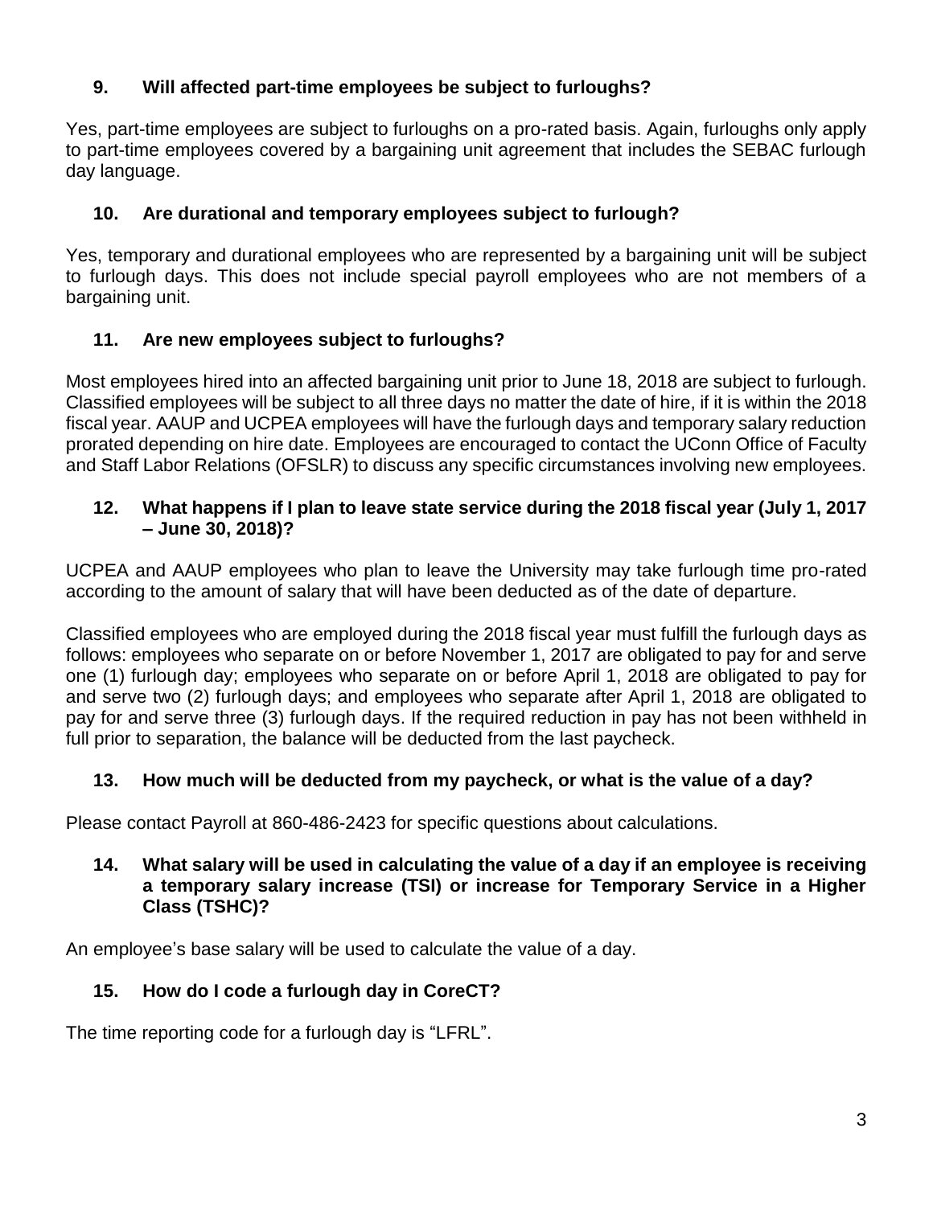### 9. Will affected part-time employees be subject to furloughs?

Yes, part-time employees are subject to furloughs on a pro-rated basis. Again, furloughs only apply to part-time employees covered by a bargaining unit agreement that includes the SEBAC furlough day language.

### 10. Are durational and temporary employees subject to furlough?

Yes, temporary and durational employees who are represented by a bargaining unit will be subject to furlough days. This does not include special payroll employees who are not members of a bargaining unit.

### 11. Are new employees subject to furloughs?

Most employees hired into an affected bargaining unit prior to June 18, 2018 are subject to furlough. Classified employees will be subject to all three days no matter the date of hire, if it is within the 2018 fiscal year. AAUP and UCPEA employees will have the furlough days and temporary salary reduction prorated depending on hire date. Employees are encouraged to contact the UConn Office of Faculty and Staff Labor Relations (OFSLR) to discuss any specific circumstances involving new employees.

### 12. What happens if I plan to leave state service during the 2018 fiscal year (July 1, 2017 – June 30, 2018)?

UCPEA and AAUP employees who plan to leave the University may take furlough time pro-rated according to the amount of salary that will have been deducted as of the date of departure.

Classified employees who are employed during the 2018 fiscal year must fulfill the furlough days as follows: employees who separate on or before November 1, 2017 are obligated to pay for and serve one (1) furlough day; employees who separate on or before April 1, 2018 are obligated to pay for and serve two (2) furlough days; and employees who separate after April 1, 2018 are obligated to pay for and serve three (3) furlough days. If the required reduction in pay has not been withheld in full prior to separation, the balance will be deducted from the last paycheck.

### 13. How much will be deducted from my paycheck, or what is the value of a day?

Please contact Payroll at 860-486-2423 for specific questions about calculations.

### 14. What salary will be used in calculating the value of a day if an employee is receiving a temporary salary increase (TSI) or increase for Temporary Service in a Higher Class (TSHC)?

An employee's base salary will be used to calculate the value of a day.

### 15. How do I code a furlough day in CoreCT?

The time reporting code for a furlough day is "LFRL".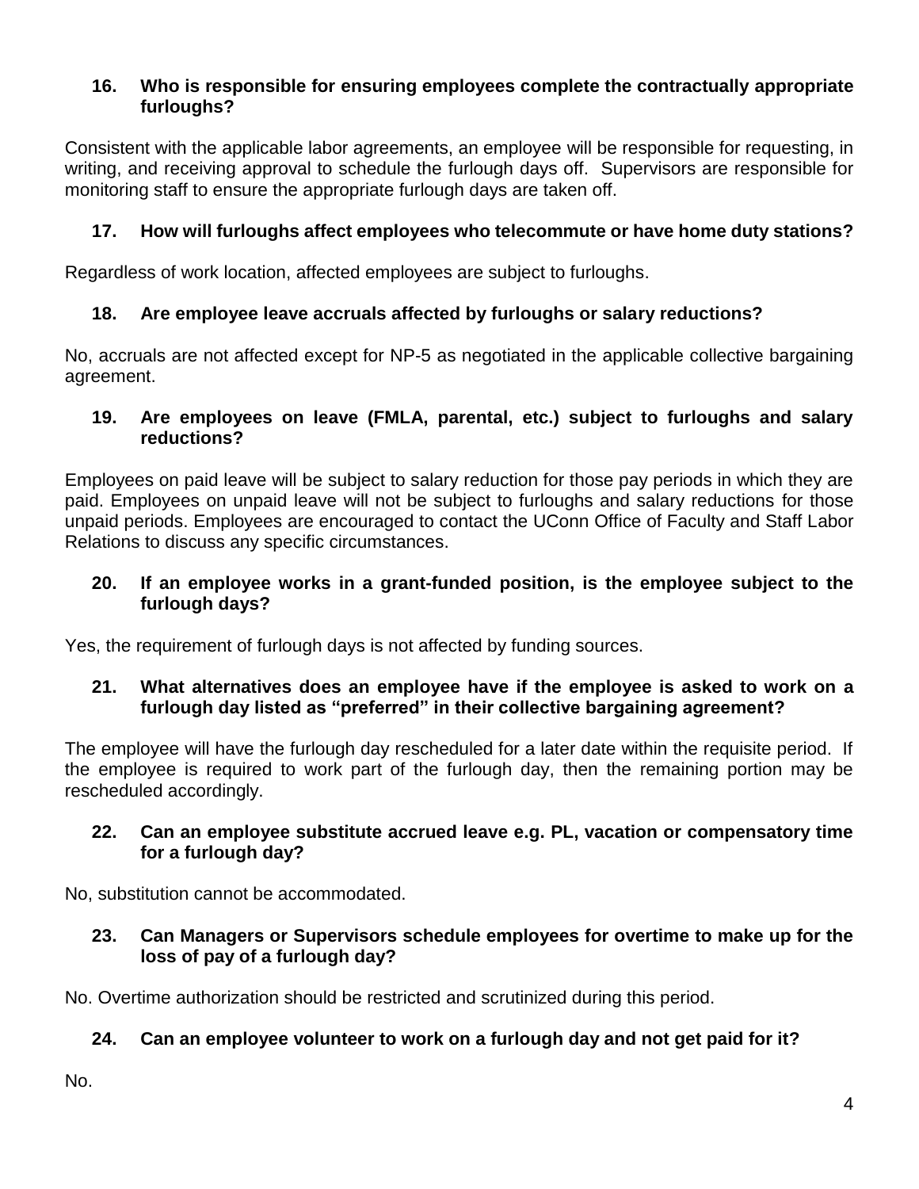**16. Who is responsible for ensuring employees complete the contractually appropriate furloughs?**

Consistent with the applicable labor agreements, an employee will be responsible for requesting, in writing, and receiving approval to schedule the furlough days off. Supervisors are responsible for monitoring staff to ensure the appropriate furlough days are taken off.

**17. How will furloughs affect employees who telecommute or have home duty stations?**

Regardless of work location, affected employees are subject to furloughs.

**18. Are employee leave accruals affected by furloughs or salary reductions?**

No, accruals are not affected except for NP-5 as negotiated in the applicable collective bargaining agreement.

**19. Are employees on leave (FMLA, parental, etc.) subject to furloughs and salary reductions?**

Employees on paid leave will be subject to salary reduction for those pay periods in which they are paid. Employees on unpaid leave will not be subject to furloughs and salary reductions for those unpaid periods. Employees are encouraged to contact the UConn Office of Faculty and Staff Labor Relations to discuss any specific circumstances.

**20. If an employee works in a grant-funded position, is the employee subject to the furlough days?**

Yes, the requirement of furlough days is not affected by funding sources.

**21. What alternatives does an employee have if the employee is asked to work on a furlough day listed as "preferred" in their collective bargaining agreement?**

The employee will have the furlough day rescheduled for a later date within the requisite period. If the employee is required to work part of the furlough day, then the remaining portion may be rescheduled accordingly.

**22. Can an employee substitute accrued leave e.g. PL, vacation or compensatory time for a furlough day?**

No, substitution cannot be accommodated.

**23. Can Managers or Supervisors schedule employees for overtime to make up for the loss of pay of a furlough day?**

No. Overtime authorization should be restricted and scrutinized during this period.

**24. Can an employee volunteer to work on a furlough day and not get paid for it?**

No.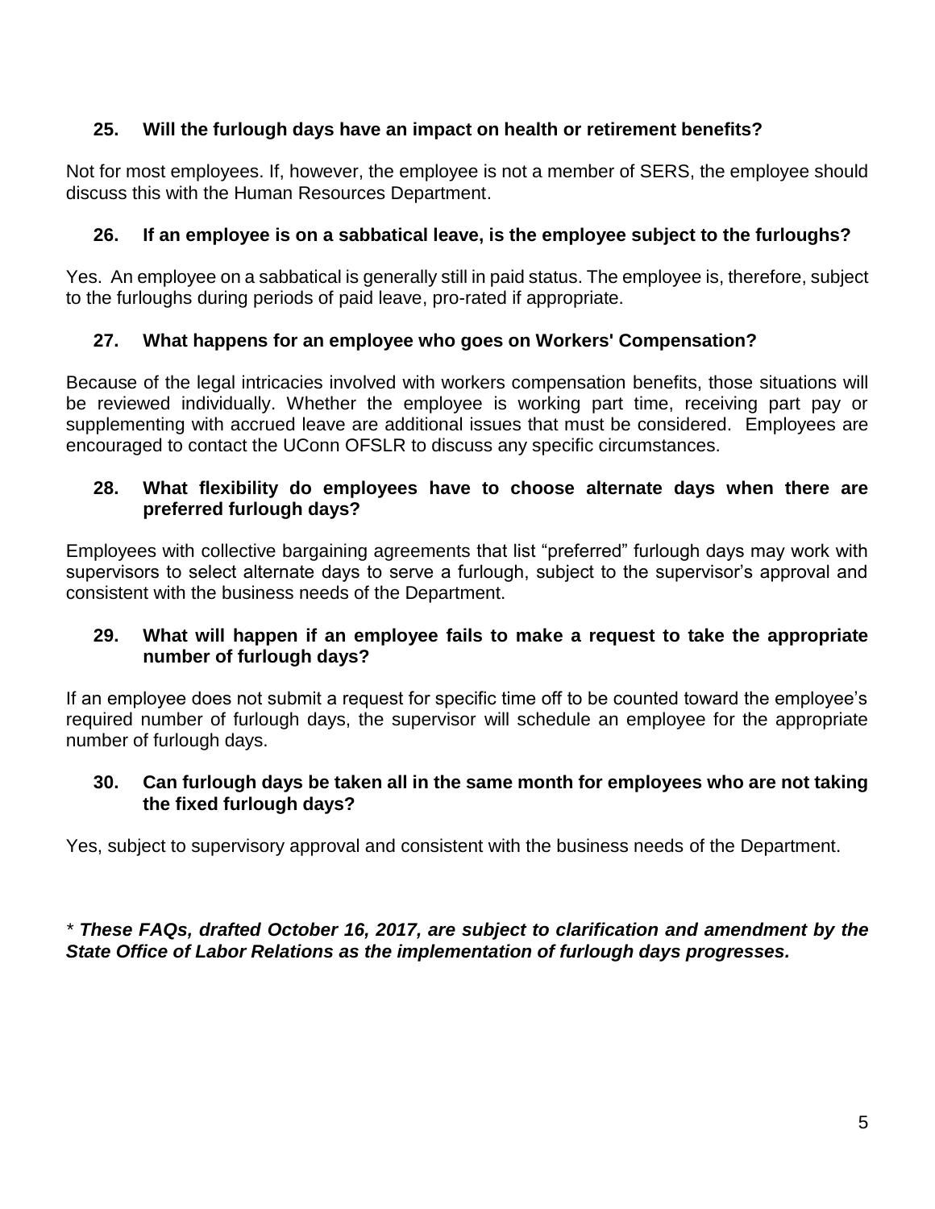**25. Will the furlough days have an impact on health or retirement benefits?**

Not for most employees. If, however, the employee is not a member of SERS, the employee should discuss this with the Human Resources Department.

**26. If an employee is on a sabbatical leave, is the employee subject to the furloughs?**

Yes. An employee on a sabbatical is generally still in paid status. The employee is, therefore, subject to the furloughs during periods of paid leave, pro-rated if appropriate.

**27. What happens for an employee who goes on Workers' Compensation?**

Because of the legal intricacies involved with workers compensation benefits, those situations will be reviewed individually. Whether the employee is working part time, receiving part pay or supplementing with accrued leave are additional issues that must be considered. Employees are encouraged to contact the UConn OFSLR to discuss any specific circumstances.

**28. What flexibility do employees have to choose alternate days when there are preferred furlough days?**

Employees with collective bargaining agreements that list "preferred" furlough days may work with supervisors to select alternate days to serve a furlough, subject to the supervisor's approval and consistent with the business needs of the Department.

**29. What will happen if an employee fails to make a request to take the appropriate number of furlough days?**

If an employee does not submit a request for specific time off to be counted toward the employee's required number of furlough days, the supervisor will schedule an employee for the appropriate number of furlough days.

**30. Can furlough days be taken all in the same month for employees who are not taking the fixed furlough days?**

Yes, subject to supervisory approval and consistent with the business needs of the Department.

*\* **These FAQs, drafted October 16, 2017, are subject to clarification and amendment by the State Office of Labor Relations as the implementation of furlough days progresses.***